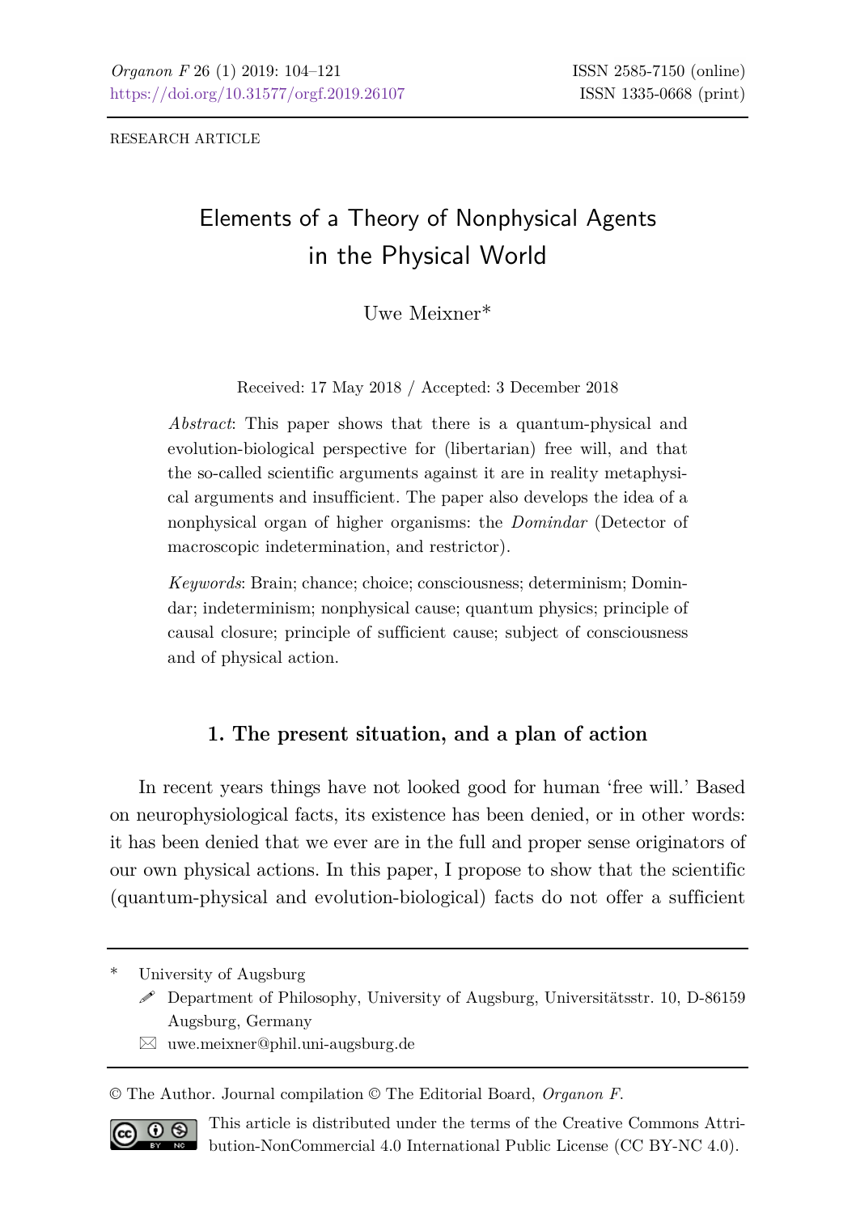RESEARCH ARTICLE

# Elements of a Theory of Nonphysical Agents in the Physical World

Uwe Meixner*

Received: 17 May 2018 / Accepted: 3 December 2018

*Abstract*: This paper shows that there is a quantum-physical and evolution-biological perspective for (libertarian) free will, and that the so-called scientific arguments against it are in reality metaphysical arguments and insufficient. The paper also develops the idea of a nonphysical organ of higher organisms: the *Domindar* (Detector of macroscopic indetermination, and restrictor).

*Keywords*: Brain; chance; choice; consciousness; determinism; Domindar; indeterminism; nonphysical cause; quantum physics; principle of causal closure; principle of sufficient cause; subject of consciousness and of physical action.

## 1. The present situation, and a plan of action

In recent years things have not looked good for human 'free will.' Based on neurophysiological facts, its existence has been denied, or in other words: it has been denied that we ever are in the full and proper sense originators of our own physical actions. In this paper, I propose to show that the scientific (quantum-physical and evolution-biological) facts do not offer a sufficient

---

\* University of Augsburg
Department of Philosophy, University of Augsburg, Universitätsstr. 10, D-86159 Augsburg, Germany
uwe.meixner@phil.uni-augsburg.de

© The Author. Journal compilation © The Editorial Board, *Organon F*.

This article is distributed under the terms of the Creative Commons Attribution-NonCommercial 4.0 International Public License (CC BY-NC 4.0).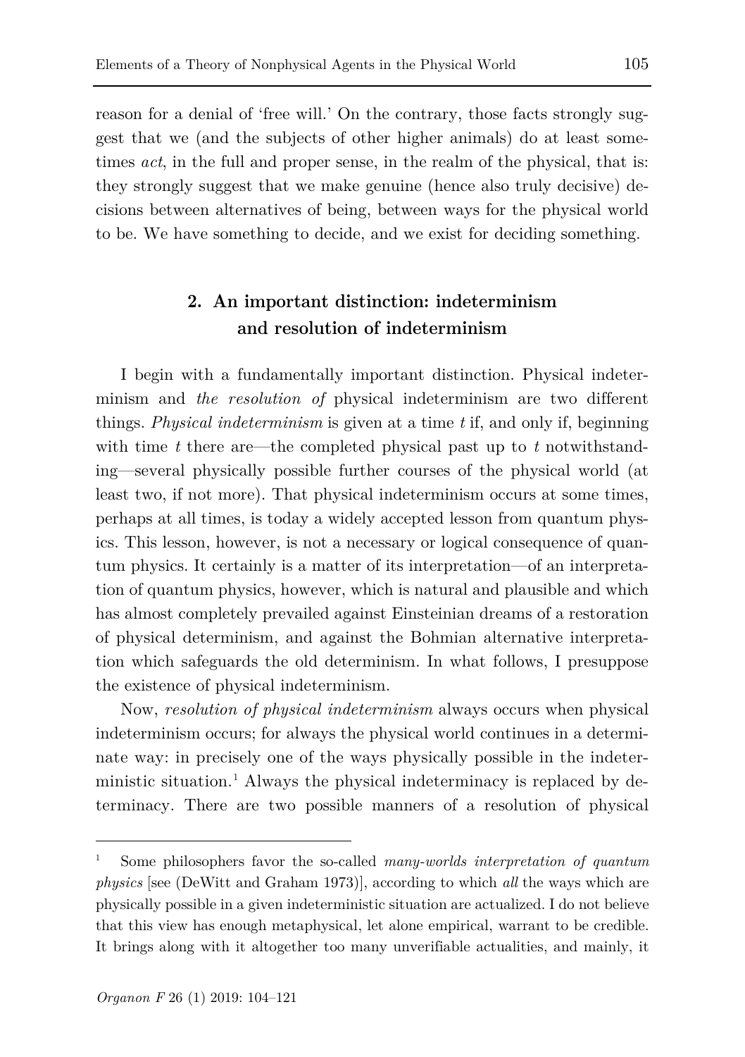reason for a denial of 'free will.' On the contrary, those facts strongly suggest that we (and the subjects of other higher animals) do at least sometimes *act*, in the full and proper sense, in the realm of the physical, that is: they strongly suggest that we make genuine (hence also truly decisive) decisions between alternatives of being, between ways for the physical world to be. We have something to decide, and we exist for deciding something.

## 2. An important distinction: indeterminism and resolution of indeterminism

I begin with a fundamentally important distinction. Physical indeterminism and *the resolution of* physical indeterminism are two different things. *Physical indeterminism* is given at a time *t* if, and only if, beginning with time *t* there are—the completed physical past up to *t* notwithstanding—several physically possible further courses of the physical world (at least two, if not more). That physical indeterminism occurs at some times, perhaps at all times, is today a widely accepted lesson from quantum physics. This lesson, however, is not a necessary or logical consequence of quantum physics. It certainly is a matter of its interpretation—of an interpretation of quantum physics, however, which is natural and plausible and which has almost completely prevailed against Einsteinian dreams of a restoration of physical determinism, and against the Bohmian alternative interpretation which safeguards the old determinism. In what follows, I presuppose the existence of physical indeterminism.

Now, *resolution of physical indeterminism* always occurs when physical indeterminism occurs; for always the physical world continues in a determinate way: in precisely one of the ways physically possible in the indeterministic situation.[1] Always the physical indeterminacy is replaced by determinacy. There are two possible manners of a resolution of physical

[1] Some philosophers favor the so-called *many-worlds interpretation of quantum physics* [see (DeWitt and Graham 1973)], according to which *all* the ways which are physically possible in a given indeterministic situation are actualized. I do not believe that this view has enough metaphysical, let alone empirical, warrant to be credible. It brings along with it altogether too many unverifiable actualities, and mainly, it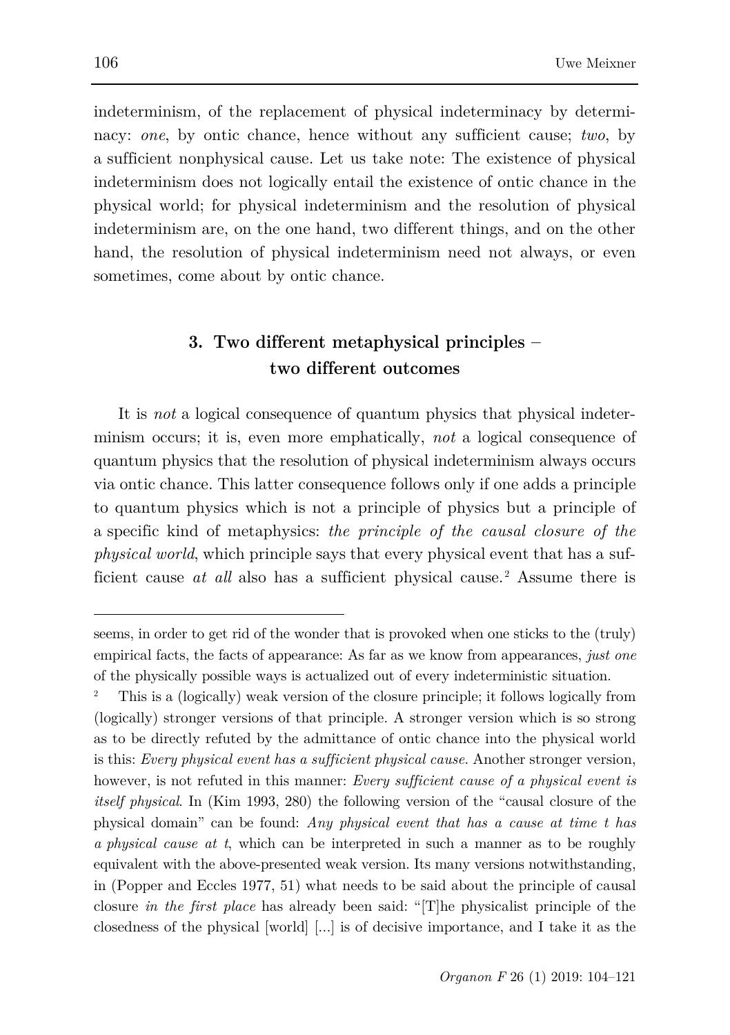indeterminism, of the replacement of physical indeterminacy by determinacy: *one*, by ontic chance, hence without any sufficient cause; *two*, by a sufficient nonphysical cause. Let us take note: The existence of physical indeterminism does not logically entail the existence of ontic chance in the physical world; for physical indeterminism and the resolution of physical indeterminism are, on the one hand, two different things, and on the other hand, the resolution of physical indeterminism need not always, or even sometimes, come about by ontic chance.

## 3. Two different metaphysical principles – two different outcomes

It is *not* a logical consequence of quantum physics that physical indeterminism occurs; it is, even more emphatically, *not* a logical consequence of quantum physics that the resolution of physical indeterminism always occurs via ontic chance. This latter consequence follows only if one adds a principle to quantum physics which is not a principle of physics but a principle of a specific kind of metaphysics: *the principle of the causal closure of the physical world*, which principle says that every physical event that has a sufficient cause *at all* also has a sufficient physical cause.[2] Assume there is

---

seems, in order to get rid of the wonder that is provoked when one sticks to the (truly) empirical facts, the facts of appearance: As far as we know from appearances, *just one* of the physically possible ways is actualized out of every indeterministic situation.

[2] This is a (logically) weak version of the closure principle; it follows logically from (logically) stronger versions of that principle. A stronger version which is so strong as to be directly refuted by the admittance of ontic chance into the physical world is this: *Every physical event has a sufficient physical cause*. Another stronger version, however, is not refuted in this manner: *Every sufficient cause of a physical event is itself physical*. In (Kim 1993, 280) the following version of the "causal closure of the physical domain" can be found: *Any physical event that has a cause at time t has a physical cause at t*, which can be interpreted in such a manner as to be roughly equivalent with the above-presented weak version. Its many versions notwithstanding, in (Popper and Eccles 1977, 51) what needs to be said about the principle of causal closure *in the first place* has already been said: "[T]he physicalist principle of the closedness of the physical [world] [...] is of decisive importance, and I take it as the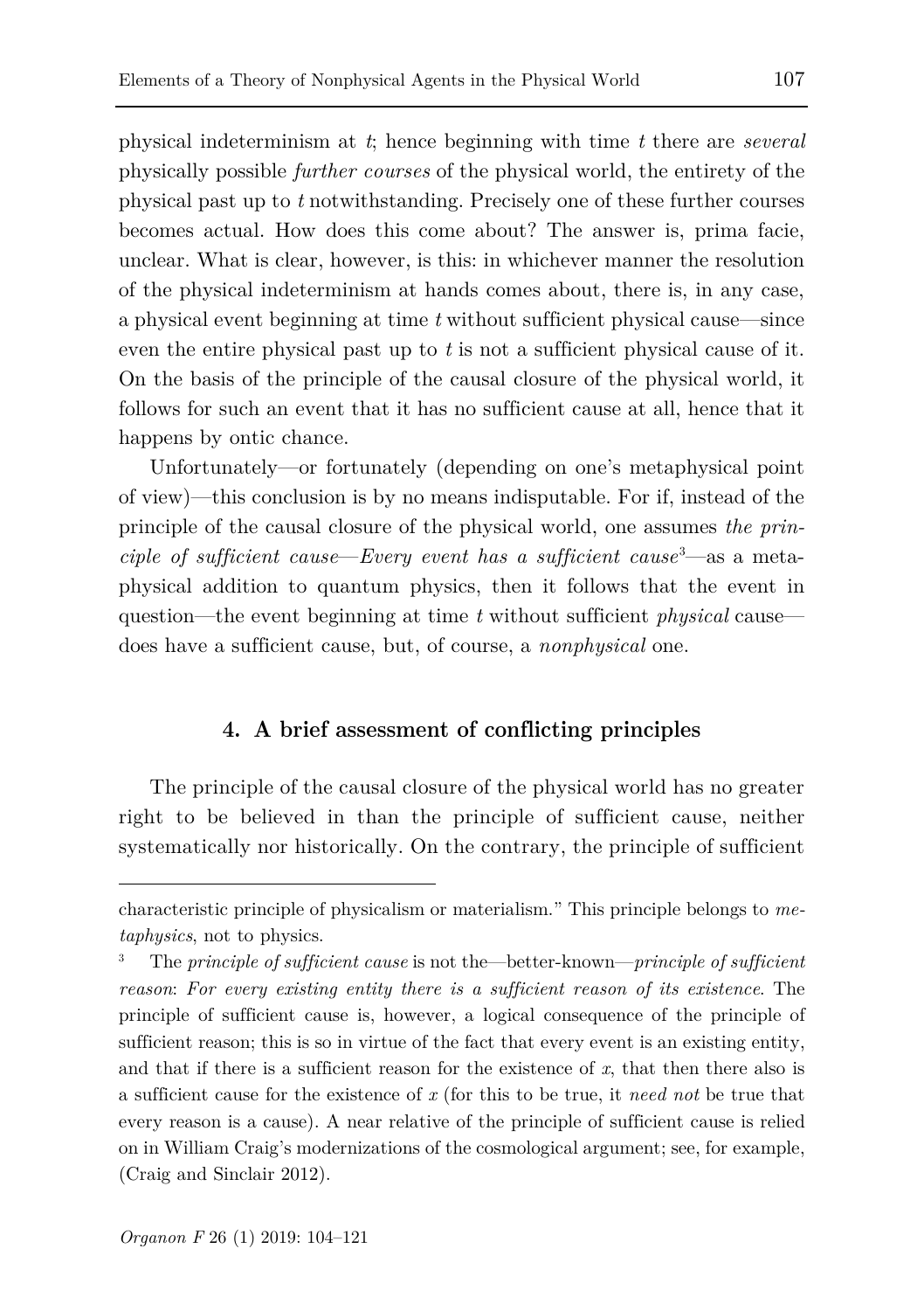physical indeterminism at *t*; hence beginning with time *t* there are *several* physically possible *further courses* of the physical world, the entirety of the physical past up to *t* notwithstanding. Precisely one of these further courses becomes actual. How does this come about? The answer is, prima facie, unclear. What is clear, however, is this: in whichever manner the resolution of the physical indeterminism at hands comes about, there is, in any case, a physical event beginning at time *t* without sufficient physical cause—since even the entire physical past up to *t* is not a sufficient physical cause of it. On the basis of the principle of the causal closure of the physical world, it follows for such an event that it has no sufficient cause at all, hence that it happens by ontic chance.

Unfortunately—or fortunately (depending on one's metaphysical point of view)—this conclusion is by no means indisputable. For if, instead of the principle of the causal closure of the physical world, one assumes *the principle of sufficient cause*—*Every event has a sufficient cause*[3]—as a metaphysical addition to quantum physics, then it follows that the event in question—the event beginning at time *t* without sufficient *physical* cause—does have a sufficient cause, but, of course, a *nonphysical* one.

## 4. A brief assessment of conflicting principles

The principle of the causal closure of the physical world has no greater right to be believed in than the principle of sufficient cause, neither systematically nor historically. On the contrary, the principle of sufficient

---

characteristic principle of physicalism or materialism." This principle belongs to *metaphysics*, not to physics.

[3] The *principle of sufficient cause* is not the—better-known—*principle of sufficient reason*: *For every existing entity there is a sufficient reason of its existence*. The principle of sufficient cause is, however, a logical consequence of the principle of sufficient reason; this is so in virtue of the fact that every event is an existing entity, and that if there is a sufficient reason for the existence of *x*, that then there also is a sufficient cause for the existence of *x* (for this to be true, it *need not* be true that every reason is a cause). A near relative of the principle of sufficient cause is relied on in William Craig's modernizations of the cosmological argument; see, for example, (Craig and Sinclair 2012).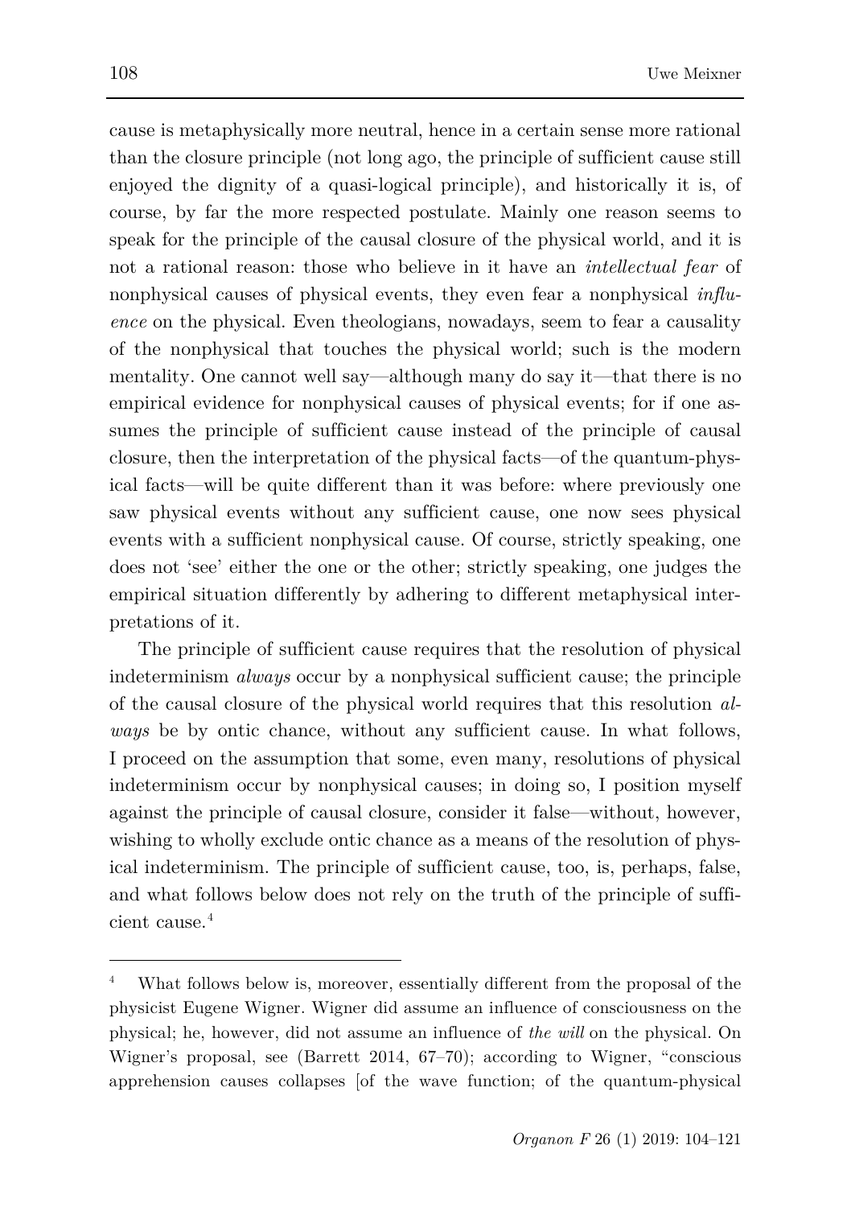cause is metaphysically more neutral, hence in a certain sense more rational than the closure principle (not long ago, the principle of sufficient cause still enjoyed the dignity of a quasi-logical principle), and historically it is, of course, by far the more respected postulate. Mainly one reason seems to speak for the principle of the causal closure of the physical world, and it is not a rational reason: those who believe in it have an *intellectual fear* of nonphysical causes of physical events, they even fear a nonphysical *influence* on the physical. Even theologians, nowadays, seem to fear a causality of the nonphysical that touches the physical world; such is the modern mentality. One cannot well say—although many do say it—that there is no empirical evidence for nonphysical causes of physical events; for if one assumes the principle of sufficient cause instead of the principle of causal closure, then the interpretation of the physical facts—of the quantum-physical facts—will be quite different than it was before: where previously one saw physical events without any sufficient cause, one now sees physical events with a sufficient nonphysical cause. Of course, strictly speaking, one does not 'see' either the one or the other; strictly speaking, one judges the empirical situation differently by adhering to different metaphysical interpretations of it.

The principle of sufficient cause requires that the resolution of physical indeterminism *always* occur by a nonphysical sufficient cause; the principle of the causal closure of the physical world requires that this resolution *always* be by ontic chance, without any sufficient cause. In what follows, I proceed on the assumption that some, even many, resolutions of physical indeterminism occur by nonphysical causes; in doing so, I position myself against the principle of causal closure, consider it false—without, however, wishing to wholly exclude ontic chance as a means of the resolution of physical indeterminism. The principle of sufficient cause, too, is, perhaps, false, and what follows below does not rely on the truth of the principle of sufficient cause.[4]

---

[4] What follows below is, moreover, essentially different from the proposal of the physicist Eugene Wigner. Wigner did assume an influence of consciousness on the physical; he, however, did not assume an influence of *the will* on the physical. On Wigner's proposal, see (Barrett 2014, 67–70); according to Wigner, "conscious apprehension causes collapses [of the wave function; of the quantum-physical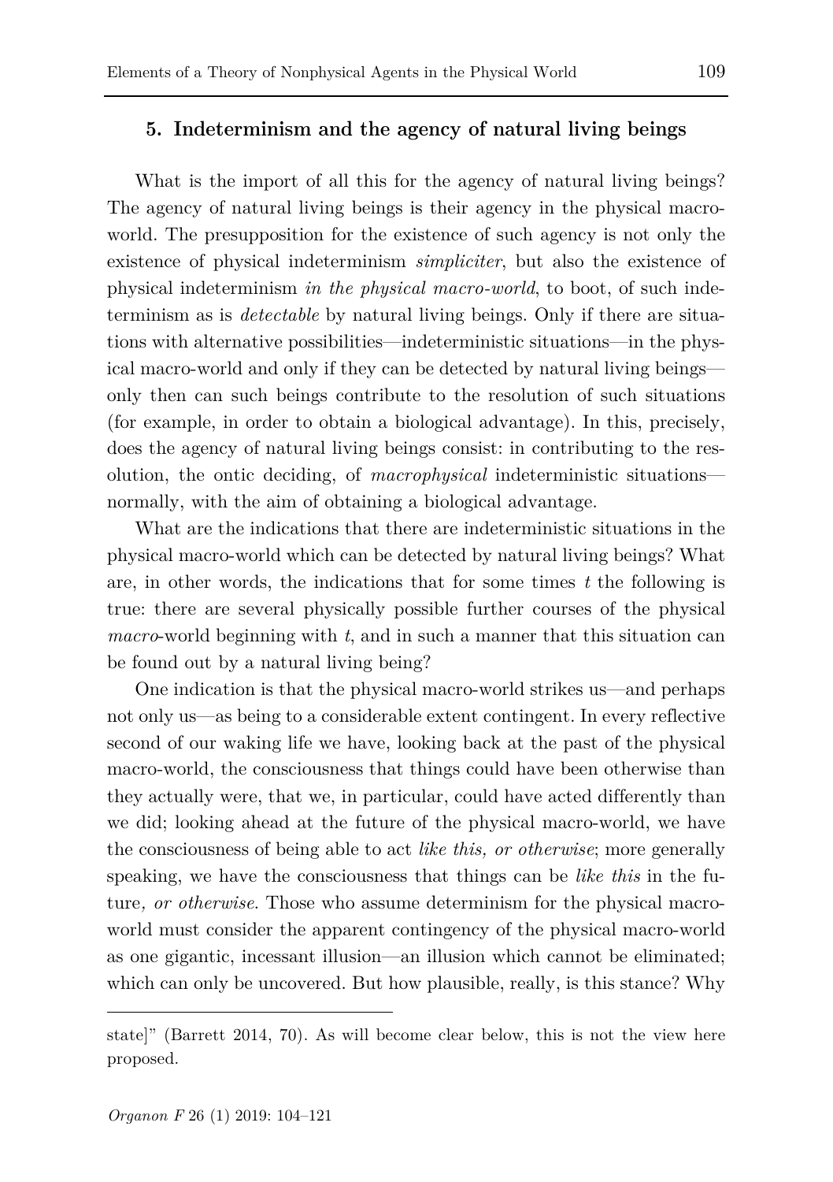## 5. Indeterminism and the agency of natural living beings

What is the import of all this for the agency of natural living beings? The agency of natural living beings is their agency in the physical macro-world. The presupposition for the existence of such agency is not only the existence of physical indeterminism *simpliciter*, but also the existence of physical indeterminism *in the physical macro-world*, to boot, of such indeterminism as is *detectable* by natural living beings. Only if there are situations with alternative possibilities—indeterministic situations—in the physical macro-world and only if they can be detected by natural living beings—only then can such beings contribute to the resolution of such situations (for example, in order to obtain a biological advantage). In this, precisely, does the agency of natural living beings consist: in contributing to the resolution, the ontic deciding, of *macrophysical* indeterministic situations—normally, with the aim of obtaining a biological advantage.

What are the indications that there are indeterministic situations in the physical macro-world which can be detected by natural living beings? What are, in other words, the indications that for some times $t$ the following is true: there are several physically possible further courses of the physical *macro*-world beginning with $t$, and in such a manner that this situation can be found out by a natural living being?

One indication is that the physical macro-world strikes us—and perhaps not only us—as being to a considerable extent contingent. In every reflective second of our waking life we have, looking back at the past of the physical macro-world, the consciousness that things could have been otherwise than they actually were, that we, in particular, could have acted differently than we did; looking ahead at the future of the physical macro-world, we have the consciousness of being able to act *like this, or otherwise*; more generally speaking, we have the consciousness that things can be *like this* in the future*, or otherwise.* Those who assume determinism for the physical macro-world must consider the apparent contingency of the physical macro-world as one gigantic, incessant illusion—an illusion which cannot be eliminated; which can only be uncovered. But how plausible, really, is this stance? Why

state]" (Barrett 2014, 70). As will become clear below, this is not the view here proposed.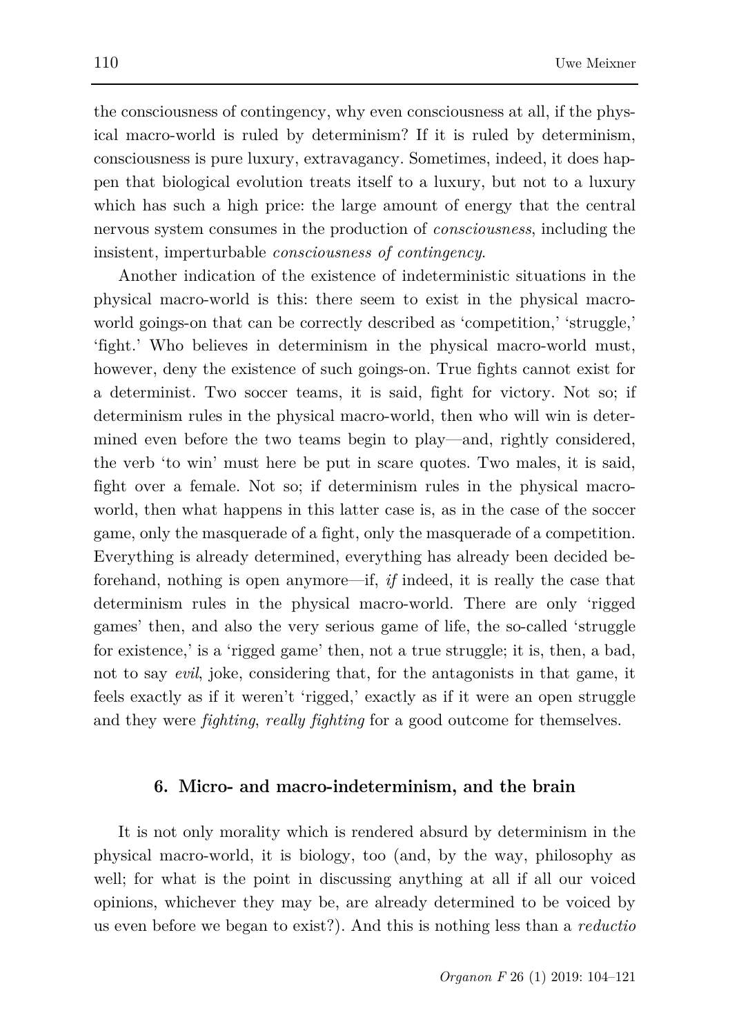the consciousness of contingency, why even consciousness at all, if the physical macro-world is ruled by determinism? If it is ruled by determinism, consciousness is pure luxury, extravagancy. Sometimes, indeed, it does happen that biological evolution treats itself to a luxury, but not to a luxury which has such a high price: the large amount of energy that the central nervous system consumes in the production of *consciousness*, including the insistent, imperturbable *consciousness of contingency*.

Another indication of the existence of indeterministic situations in the physical macro-world is this: there seem to exist in the physical macro-world goings-on that can be correctly described as 'competition,' 'struggle,' 'fight.' Who believes in determinism in the physical macro-world must, however, deny the existence of such goings-on. True fights cannot exist for a determinist. Two soccer teams, it is said, fight for victory. Not so; if determinism rules in the physical macro-world, then who will win is determined even before the two teams begin to play—and, rightly considered, the verb 'to win' must here be put in scare quotes. Two males, it is said, fight over a female. Not so; if determinism rules in the physical macro-world, then what happens in this latter case is, as in the case of the soccer game, only the masquerade of a fight, only the masquerade of a competition. Everything is already determined, everything has already been decided beforehand, nothing is open anymore—if, *if* indeed, it is really the case that determinism rules in the physical macro-world. There are only 'rigged games' then, and also the very serious game of life, the so-called 'struggle for existence,' is a 'rigged game' then, not a true struggle; it is, then, a bad, not to say *evil*, joke, considering that, for the antagonists in that game, it feels exactly as if it weren't 'rigged,' exactly as if it were an open struggle and they were *fighting*, *really fighting* for a good outcome for themselves.

## 6. Micro- and macro-indeterminism, and the brain

It is not only morality which is rendered absurd by determinism in the physical macro-world, it is biology, too (and, by the way, philosophy as well; for what is the point in discussing anything at all if all our voiced opinions, whichever they may be, are already determined to be voiced by us even before we began to exist?). And this is nothing less than a *reductio*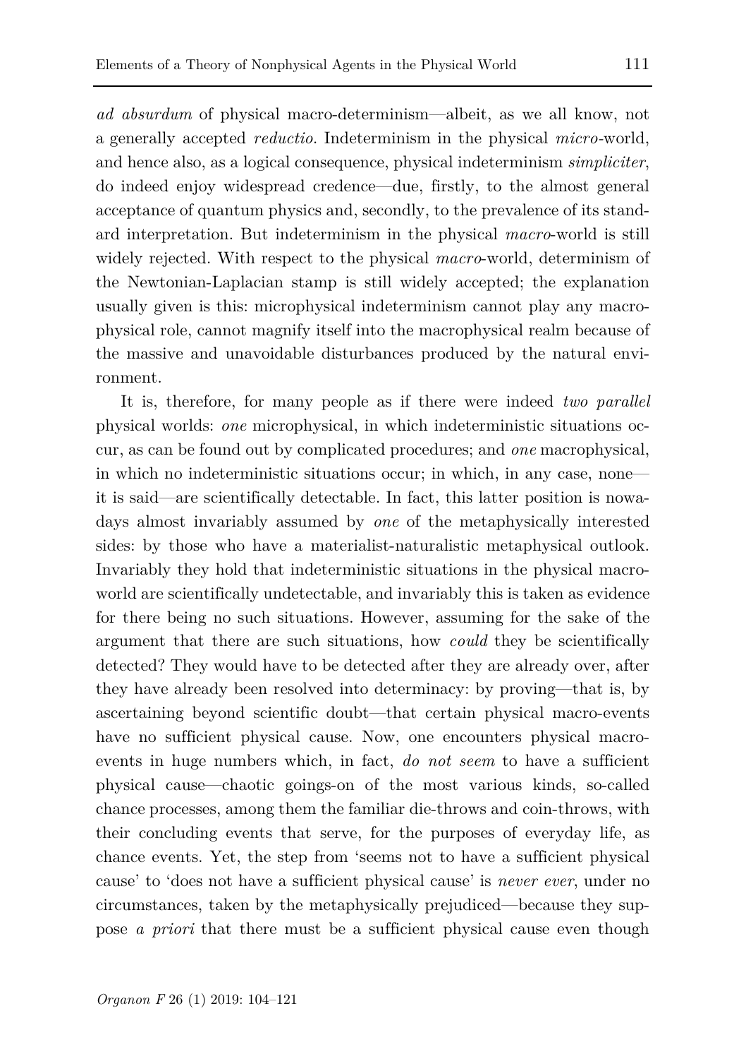*ad absurdum* of physical macro-determinism—albeit, as we all know, not a generally accepted *reductio*. Indeterminism in the physical *micro*-world, and hence also, as a logical consequence, physical indeterminism *simpliciter*, do indeed enjoy widespread credence—due, firstly, to the almost general acceptance of quantum physics and, secondly, to the prevalence of its standard interpretation. But indeterminism in the physical *macro*-world is still widely rejected. With respect to the physical *macro*-world, determinism of the Newtonian-Laplacian stamp is still widely accepted; the explanation usually given is this: microphysical indeterminism cannot play any macrophysical role, cannot magnify itself into the macrophysical realm because of the massive and unavoidable disturbances produced by the natural environment.

It is, therefore, for many people as if there were indeed *two parallel* physical worlds: *one* microphysical, in which indeterministic situations occur, as can be found out by complicated procedures; and *one* macrophysical, in which no indeterministic situations occur; in which, in any case, none—it is said—are scientifically detectable. In fact, this latter position is nowadays almost invariably assumed by *one* of the metaphysically interested sides: by those who have a materialist-naturalistic metaphysical outlook. Invariably they hold that indeterministic situations in the physical macro-world are scientifically undetectable, and invariably this is taken as evidence for there being no such situations. However, assuming for the sake of the argument that there are such situations, how *could* they be scientifically detected? They would have to be detected after they are already over, after they have already been resolved into determinacy: by proving—that is, by ascertaining beyond scientific doubt—that certain physical macro-events have no sufficient physical cause. Now, one encounters physical macro-events in huge numbers which, in fact, *do not seem* to have a sufficient physical cause—chaotic goings-on of the most various kinds, so-called chance processes, among them the familiar die-throws and coin-throws, with their concluding events that serve, for the purposes of everyday life, as chance events. Yet, the step from 'seems not to have a sufficient physical cause' to 'does not have a sufficient physical cause' is *never ever*, under no circumstances, taken by the metaphysically prejudiced—because they suppose *a priori* that there must be a sufficient physical cause even though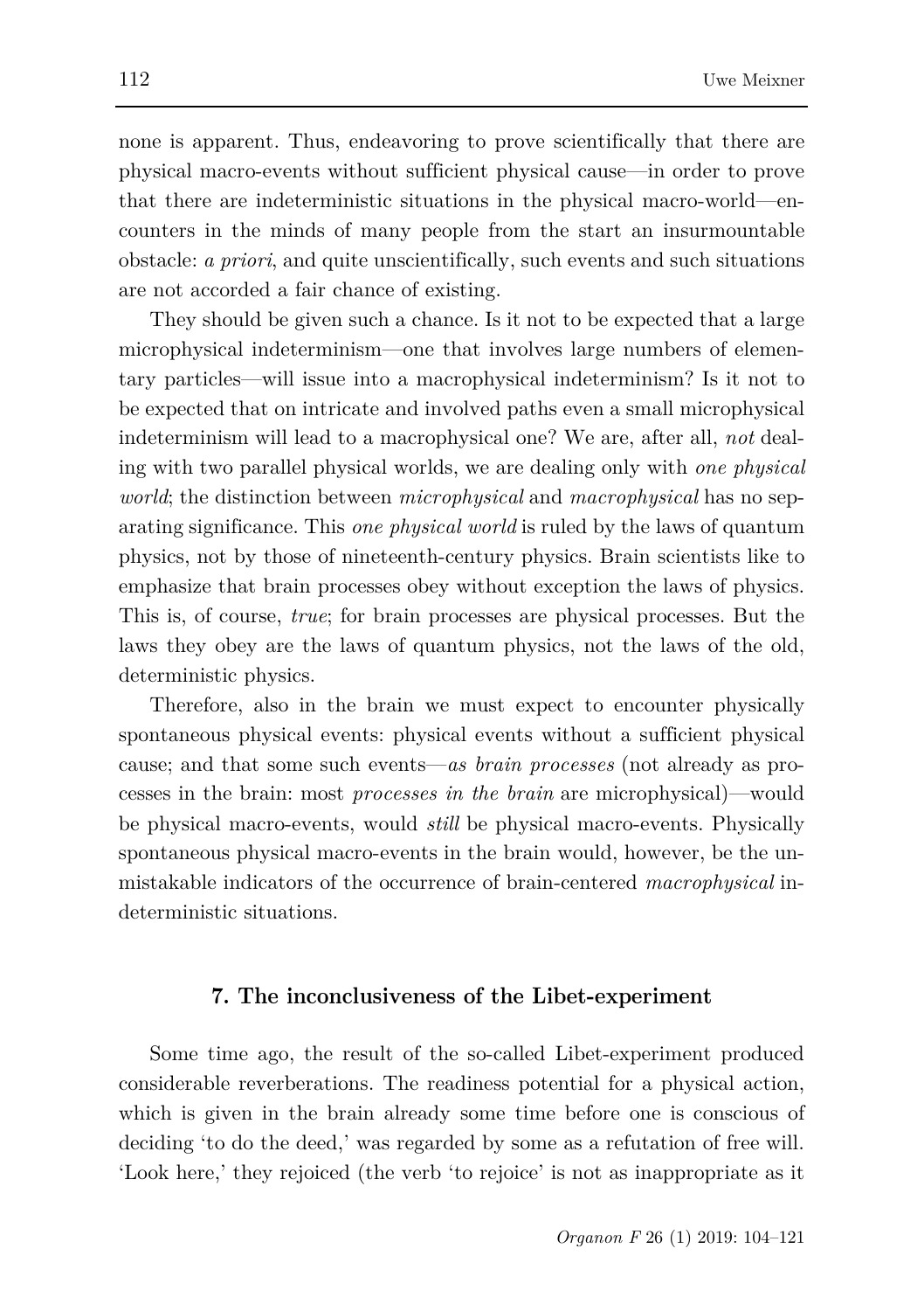none is apparent. Thus, endeavoring to prove scientifically that there are physical macro-events without sufficient physical cause—in order to prove that there are indeterministic situations in the physical macro-world—encounters in the minds of many people from the start an insurmountable obstacle: *a priori*, and quite unscientifically, such events and such situations are not accorded a fair chance of existing.

They should be given such a chance. Is it not to be expected that a large microphysical indeterminism—one that involves large numbers of elementary particles—will issue into a macrophysical indeterminism? Is it not to be expected that on intricate and involved paths even a small microphysical indeterminism will lead to a macrophysical one? We are, after all, *not* dealing with two parallel physical worlds, we are dealing only with *one physical world*; the distinction between *microphysical* and *macrophysical* has no separating significance. This *one physical world* is ruled by the laws of quantum physics, not by those of nineteenth-century physics. Brain scientists like to emphasize that brain processes obey without exception the laws of physics. This is, of course, *true*; for brain processes are physical processes. But the laws they obey are the laws of quantum physics, not the laws of the old, deterministic physics.

Therefore, also in the brain we must expect to encounter physically spontaneous physical events: physical events without a sufficient physical cause; and that some such events—*as brain processes* (not already as processes in the brain: most *processes in the brain* are microphysical)—would be physical macro-events, would *still* be physical macro-events. Physically spontaneous physical macro-events in the brain would, however, be the unmistakable indicators of the occurrence of brain-centered *macrophysical* indeterministic situations.

## 7. The inconclusiveness of the Libet-experiment

Some time ago, the result of the so-called Libet-experiment produced considerable reverberations. The readiness potential for a physical action, which is given in the brain already some time before one is conscious of deciding 'to do the deed,' was regarded by some as a refutation of free will. 'Look here,' they rejoiced (the verb 'to rejoice' is not as inappropriate as it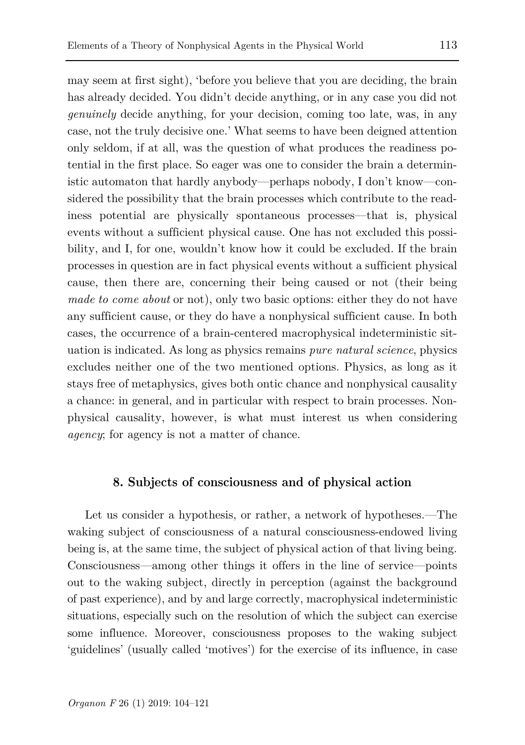may seem at first sight), 'before you believe that you are deciding, the brain has already decided. You didn't decide anything, or in any case you did not *genuinely* decide anything, for your decision, coming too late, was, in any case, not the truly decisive one.' What seems to have been deigned attention only seldom, if at all, was the question of what produces the readiness potential in the first place. So eager was one to consider the brain a deterministic automaton that hardly anybody—perhaps nobody, I don't know—considered the possibility that the brain processes which contribute to the readiness potential are physically spontaneous processes—that is, physical events without a sufficient physical cause. One has not excluded this possibility, and I, for one, wouldn't know how it could be excluded. If the brain processes in question are in fact physical events without a sufficient physical cause, then there are, concerning their being caused or not (their being *made to come about* or not), only two basic options: either they do not have any sufficient cause, or they do have a nonphysical sufficient cause. In both cases, the occurrence of a brain-centered macrophysical indeterministic situation is indicated. As long as physics remains *pure natural science*, physics excludes neither one of the two mentioned options. Physics, as long as it stays free of metaphysics, gives both ontic chance and nonphysical causality a chance: in general, and in particular with respect to brain processes. Nonphysical causality, however, is what must interest us when considering *agency*; for agency is not a matter of chance.

## 8. Subjects of consciousness and of physical action

Let us consider a hypothesis, or rather, a network of hypotheses.—The waking subject of consciousness of a natural consciousness-endowed living being is, at the same time, the subject of physical action of that living being. Consciousness—among other things it offers in the line of service—points out to the waking subject, directly in perception (against the background of past experience), and by and large correctly, macrophysical indeterministic situations, especially such on the resolution of which the subject can exercise some influence. Moreover, consciousness proposes to the waking subject 'guidelines' (usually called 'motives') for the exercise of its influence, in case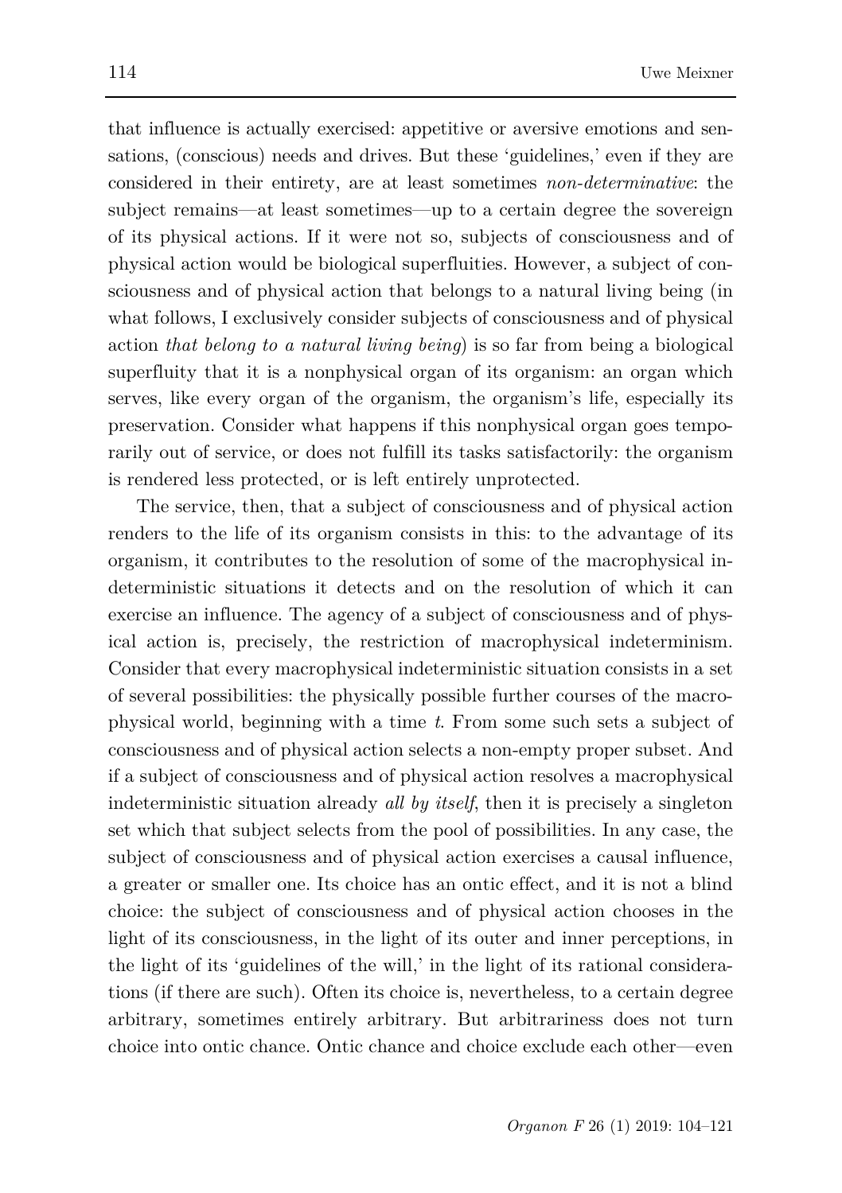that influence is actually exercised: appetitive or aversive emotions and sensations, (conscious) needs and drives. But these 'guidelines,' even if they are considered in their entirety, are at least sometimes *non-determinative*: the subject remains—at least sometimes—up to a certain degree the sovereign of its physical actions. If it were not so, subjects of consciousness and of physical action would be biological superfluities. However, a subject of consciousness and of physical action that belongs to a natural living being (in what follows, I exclusively consider subjects of consciousness and of physical action *that belong to a natural living being*) is so far from being a biological superfluity that it is a nonphysical organ of its organism: an organ which serves, like every organ of the organism, the organism's life, especially its preservation. Consider what happens if this nonphysical organ goes temporarily out of service, or does not fulfill its tasks satisfactorily: the organism is rendered less protected, or is left entirely unprotected.

The service, then, that a subject of consciousness and of physical action renders to the life of its organism consists in this: to the advantage of its organism, it contributes to the resolution of some of the macrophysical indeterministic situations it detects and on the resolution of which it can exercise an influence. The agency of a subject of consciousness and of physical action is, precisely, the restriction of macrophysical indeterminism. Consider that every macrophysical indeterministic situation consists in a set of several possibilities: the physically possible further courses of the macrophysical world, beginning with a time $t$. From some such sets a subject of consciousness and of physical action selects a non-empty proper subset. And if a subject of consciousness and of physical action resolves a macrophysical indeterministic situation already *all by itself*, then it is precisely a singleton set which that subject selects from the pool of possibilities. In any case, the subject of consciousness and of physical action exercises a causal influence, a greater or smaller one. Its choice has an ontic effect, and it is not a blind choice: the subject of consciousness and of physical action chooses in the light of its consciousness, in the light of its outer and inner perceptions, in the light of its 'guidelines of the will,' in the light of its rational considerations (if there are such). Often its choice is, nevertheless, to a certain degree arbitrary, sometimes entirely arbitrary. But arbitrariness does not turn choice into ontic chance. Ontic chance and choice exclude each other—even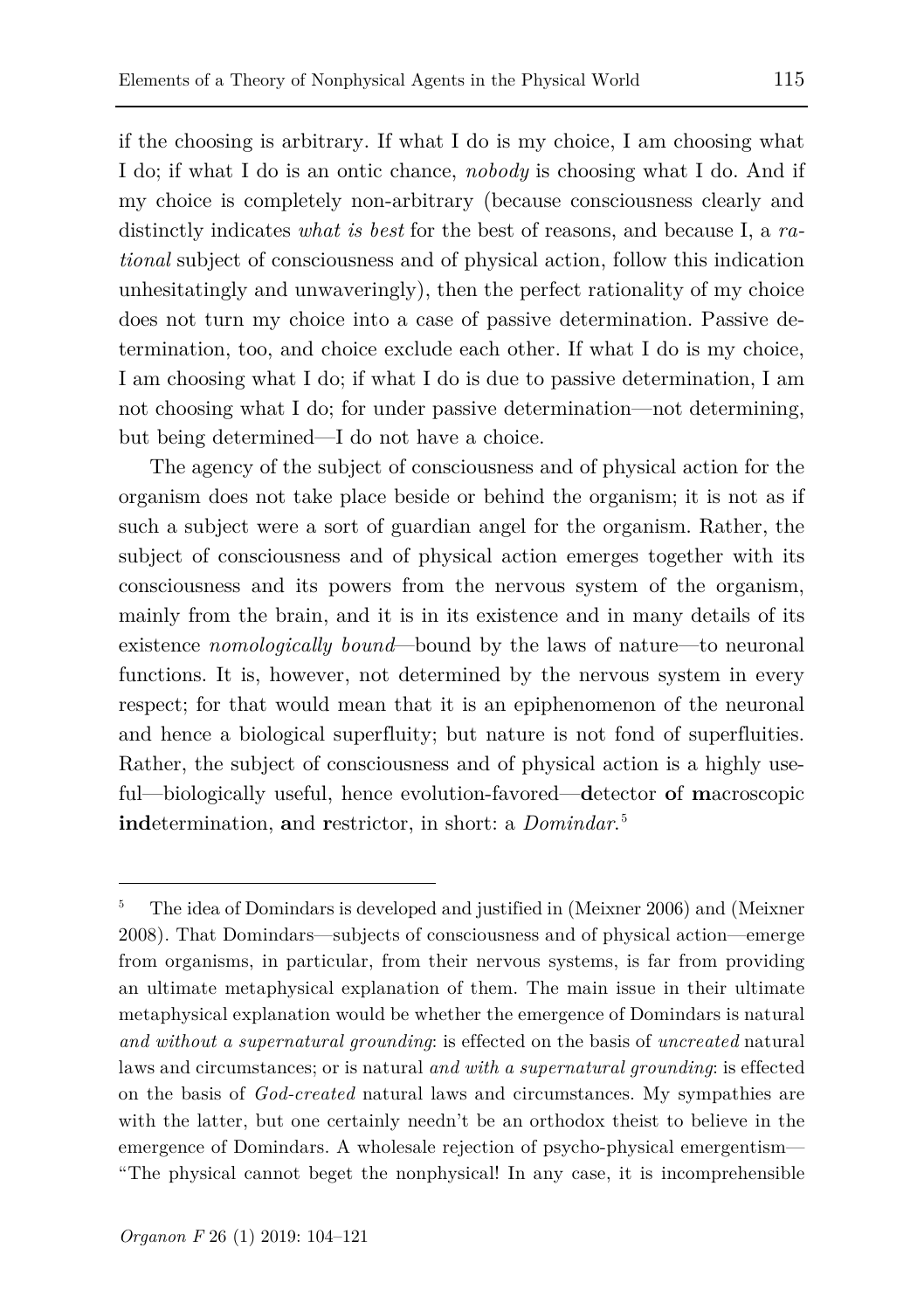if the choosing is arbitrary. If what I do is my choice, I am choosing what I do; if what I do is an ontic chance, *nobody* is choosing what I do. And if my choice is completely non-arbitrary (because consciousness clearly and distinctly indicates *what is best* for the best of reasons, and because I, a *rational* subject of consciousness and of physical action, follow this indication unhesitatingly and unwaveringly), then the perfect rationality of my choice does not turn my choice into a case of passive determination. Passive determination, too, and choice exclude each other. If what I do is my choice, I am choosing what I do; if what I do is due to passive determination, I am not choosing what I do; for under passive determination—not determining, but being determined—I do not have a choice.

The agency of the subject of consciousness and of physical action for the organism does not take place beside or behind the organism; it is not as if such a subject were a sort of guardian angel for the organism. Rather, the subject of consciousness and of physical action emerges together with its consciousness and its powers from the nervous system of the organism, mainly from the brain, and it is in its existence and in many details of its existence *nomologically bound*—bound by the laws of nature—to neuronal functions. It is, however, not determined by the nervous system in every respect; for that would mean that it is an epiphenomenon of the neuronal and hence a biological superfluity; but nature is not fond of superfluities. Rather, the subject of consciousness and of physical action is a highly useful—biologically useful, hence evolution-favored—**d**etector **o**f **m**acroscopic **ind**etermination, **a**nd **r**estrictor, in short: a *Domindar*.[5]

---

[5] The idea of Domindars is developed and justified in (Meixner 2006) and (Meixner 2008). That Domindars—subjects of consciousness and of physical action—emerge from organisms, in particular, from their nervous systems, is far from providing an ultimate metaphysical explanation of them. The main issue in their ultimate metaphysical explanation would be whether the emergence of Domindars is natural *and without a supernatural grounding*: is effected on the basis of *uncreated* natural laws and circumstances; or is natural *and with a supernatural grounding*: is effected on the basis of *God-created* natural laws and circumstances. My sympathies are with the latter, but one certainly needn't be an orthodox theist to believe in the emergence of Domindars. A wholesale rejection of psycho-physical emergentism—"The physical cannot beget the nonphysical! In any case, it is incomprehensible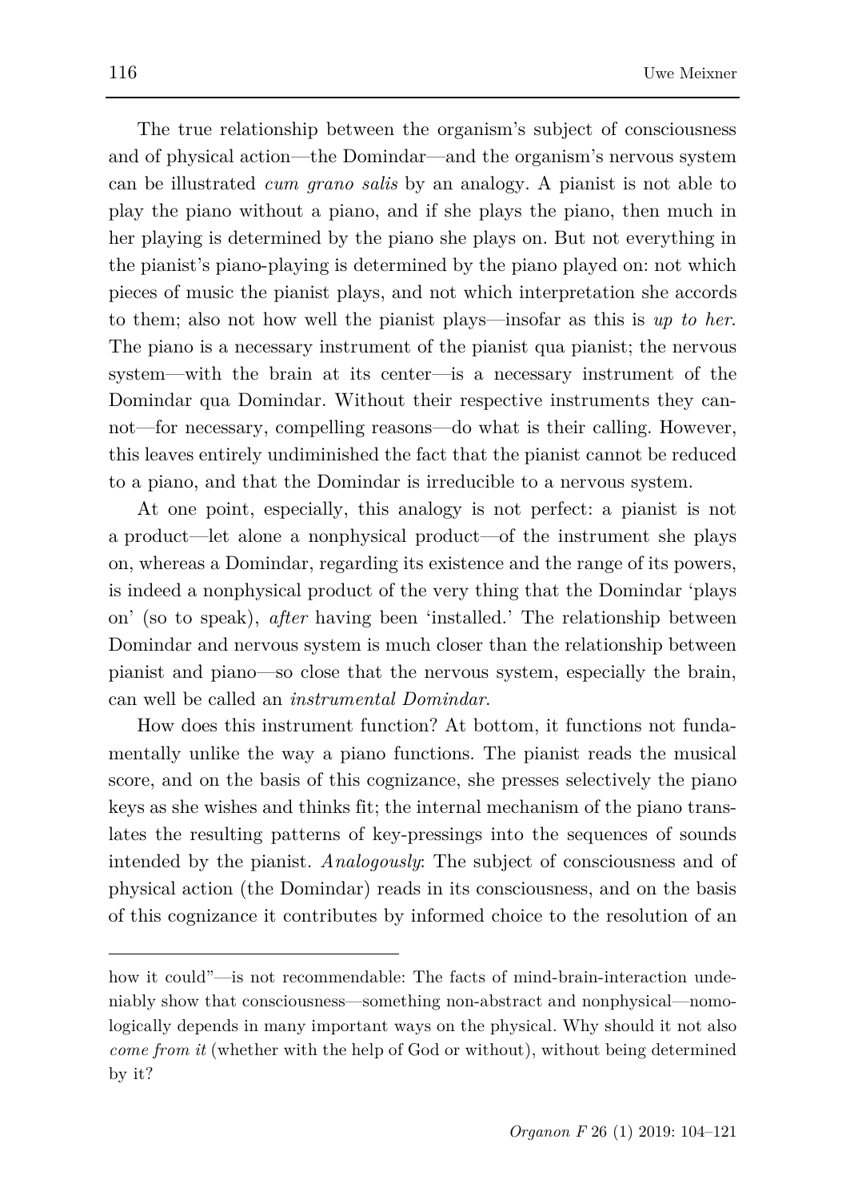The true relationship between the organism's subject of consciousness and of physical action—the Domindar—and the organism's nervous system can be illustrated *cum grano salis* by an analogy. A pianist is not able to play the piano without a piano, and if she plays the piano, then much in her playing is determined by the piano she plays on. But not everything in the pianist's piano-playing is determined by the piano played on: not which pieces of music the pianist plays, and not which interpretation she accords to them; also not how well the pianist plays—insofar as this is *up to her*. The piano is a necessary instrument of the pianist qua pianist; the nervous system—with the brain at its center—is a necessary instrument of the Domindar qua Domindar. Without their respective instruments they cannot—for necessary, compelling reasons—do what is their calling. However, this leaves entirely undiminished the fact that the pianist cannot be reduced to a piano, and that the Domindar is irreducible to a nervous system.

At one point, especially, this analogy is not perfect: a pianist is not a product—let alone a nonphysical product—of the instrument she plays on, whereas a Domindar, regarding its existence and the range of its powers, is indeed a nonphysical product of the very thing that the Domindar 'plays on' (so to speak), *after* having been 'installed.' The relationship between Domindar and nervous system is much closer than the relationship between pianist and piano—so close that the nervous system, especially the brain, can well be called an *instrumental Domindar*.

How does this instrument function? At bottom, it functions not fundamentally unlike the way a piano functions. The pianist reads the musical score, and on the basis of this cognizance, she presses selectively the piano keys as she wishes and thinks fit; the internal mechanism of the piano translates the resulting patterns of key-pressings into the sequences of sounds intended by the pianist. *Analogously*: The subject of consciousness and of physical action (the Domindar) reads in its consciousness, and on the basis of this cognizance it contributes by informed choice to the resolution of an

---

how it could"—is not recommendable: The facts of mind-brain-interaction undeniably show that consciousness—something non-abstract and nonphysical—nomologically depends in many important ways on the physical. Why should it not also *come from it* (whether with the help of God or without), without being determined by it?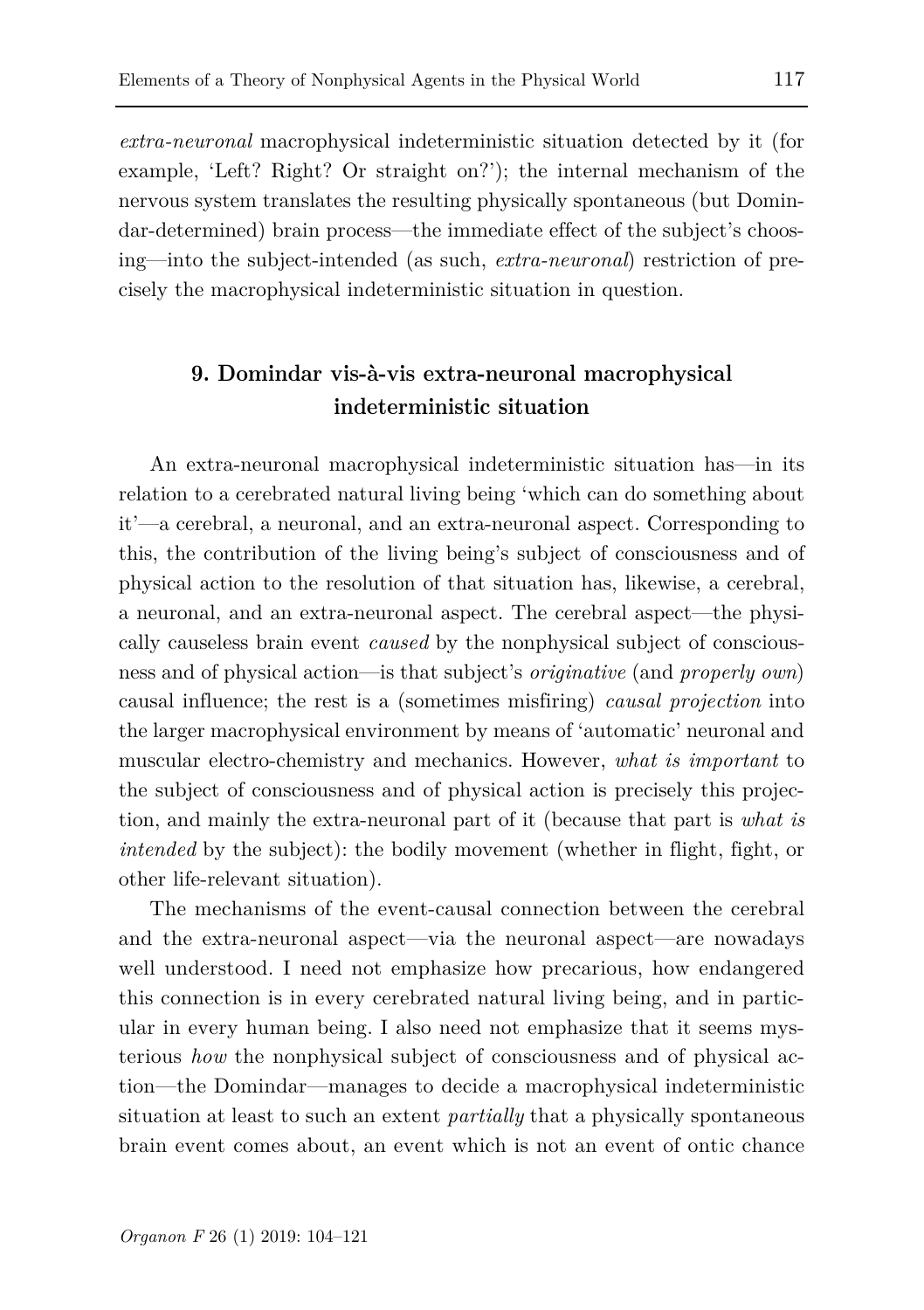*extra-neuronal* macrophysical indeterministic situation detected by it (for example, 'Left? Right? Or straight on?'); the internal mechanism of the nervous system translates the resulting physically spontaneous (but Domindar-determined) brain process—the immediate effect of the subject's choosing—into the subject-intended (as such, *extra-neuronal*) restriction of precisely the macrophysical indeterministic situation in question.

## 9. Domindar vis-à-vis extra-neuronal macrophysical indeterministic situation

An extra-neuronal macrophysical indeterministic situation has—in its relation to a cerebrated natural living being 'which can do something about it'—a cerebral, a neuronal, and an extra-neuronal aspect. Corresponding to this, the contribution of the living being's subject of consciousness and of physical action to the resolution of that situation has, likewise, a cerebral, a neuronal, and an extra-neuronal aspect. The cerebral aspect—the physically causeless brain event *caused* by the nonphysical subject of consciousness and of physical action—is that subject's *originative* (and *properly own*) causal influence; the rest is a (sometimes misfiring) *causal projection* into the larger macrophysical environment by means of 'automatic' neuronal and muscular electro-chemistry and mechanics. However, *what is important* to the subject of consciousness and of physical action is precisely this projection, and mainly the extra-neuronal part of it (because that part is *what is intended* by the subject): the bodily movement (whether in flight, fight, or other life-relevant situation).

The mechanisms of the event-causal connection between the cerebral and the extra-neuronal aspect—via the neuronal aspect—are nowadays well understood. I need not emphasize how precarious, how endangered this connection is in every cerebrated natural living being, and in particular in every human being. I also need not emphasize that it seems mysterious *how* the nonphysical subject of consciousness and of physical action—the Domindar—manages to decide a macrophysical indeterministic situation at least to such an extent *partially* that a physically spontaneous brain event comes about, an event which is not an event of ontic chance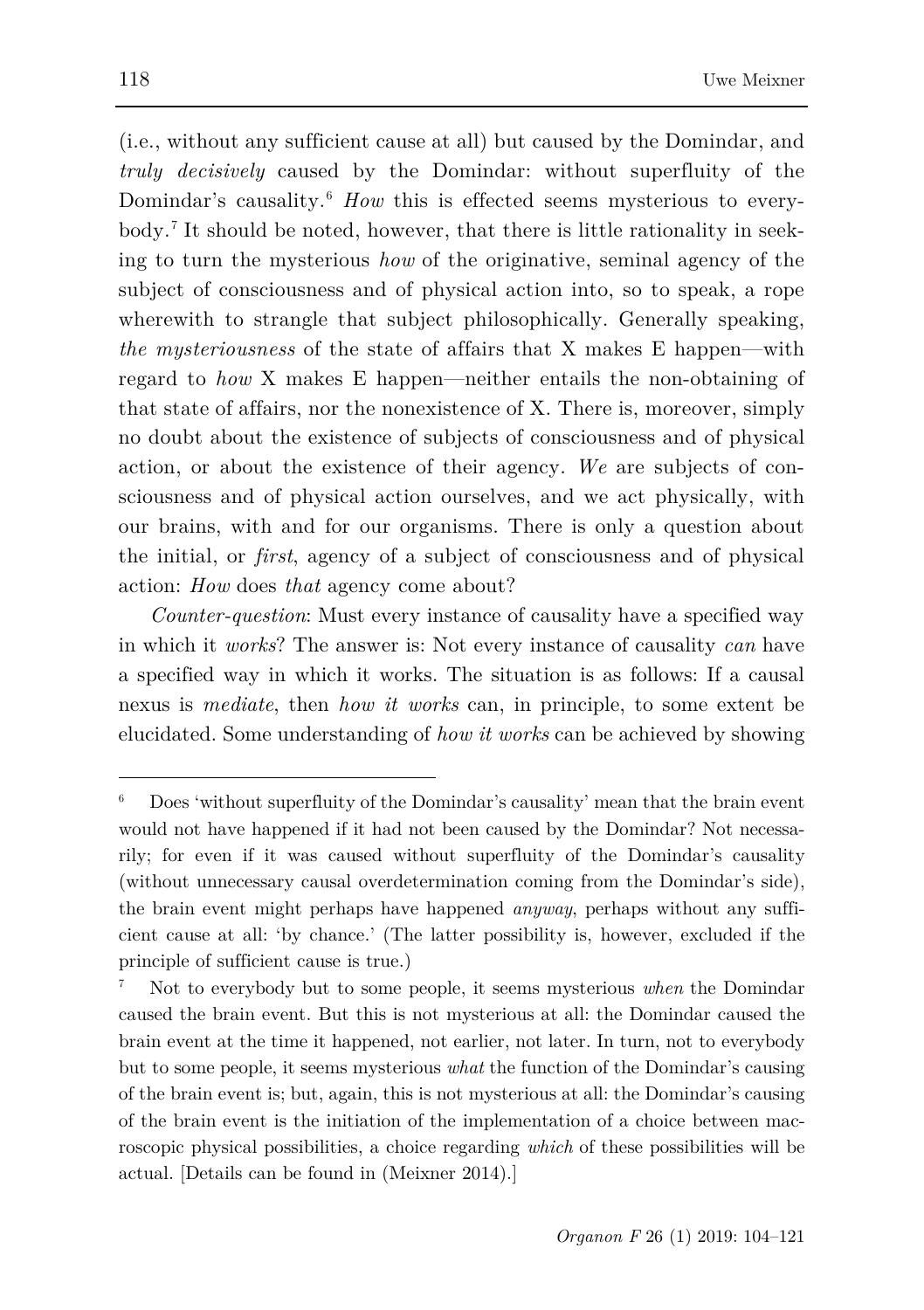(i.e., without any sufficient cause at all) but caused by the Domindar, and *truly decisively* caused by the Domindar: without superfluity of the Domindar's causality.[6] *How* this is effected seems mysterious to everybody.[7] It should be noted, however, that there is little rationality in seeking to turn the mysterious *how* of the originative, seminal agency of the subject of consciousness and of physical action into, so to speak, a rope wherewith to strangle that subject philosophically. Generally speaking, *the mysteriousness* of the state of affairs that X makes E happen—with regard to *how* X makes E happen—neither entails the non-obtaining of that state of affairs, nor the nonexistence of X. There is, moreover, simply no doubt about the existence of subjects of consciousness and of physical action, or about the existence of their agency. *We* are subjects of consciousness and of physical action ourselves, and we act physically, with our brains, with and for our organisms. There is only a question about the initial, or *first*, agency of a subject of consciousness and of physical action: *How* does *that* agency come about?

*Counter-question*: Must every instance of causality have a specified way in which it *works*? The answer is: Not every instance of causality *can* have a specified way in which it works. The situation is as follows: If a causal nexus is *mediate*, then *how it works* can, in principle, to some extent be elucidated. Some understanding of *how it works* can be achieved by showing

---

[6] Does 'without superfluity of the Domindar's causality' mean that the brain event would not have happened if it had not been caused by the Domindar? Not necessarily; for even if it was caused without superfluity of the Domindar's causality (without unnecessary causal overdetermination coming from the Domindar's side), the brain event might perhaps have happened *anyway*, perhaps without any sufficient cause at all: 'by chance.' (The latter possibility is, however, excluded if the principle of sufficient cause is true.)

[7] Not to everybody but to some people, it seems mysterious *when* the Domindar caused the brain event. But this is not mysterious at all: the Domindar caused the brain event at the time it happened, not earlier, not later. In turn, not to everybody but to some people, it seems mysterious *what* the function of the Domindar's causing of the brain event is; but, again, this is not mysterious at all: the Domindar's causing of the brain event is the initiation of the implementation of a choice between macroscopic physical possibilities, a choice regarding *which* of these possibilities will be actual. [Details can be found in (Meixner 2014).]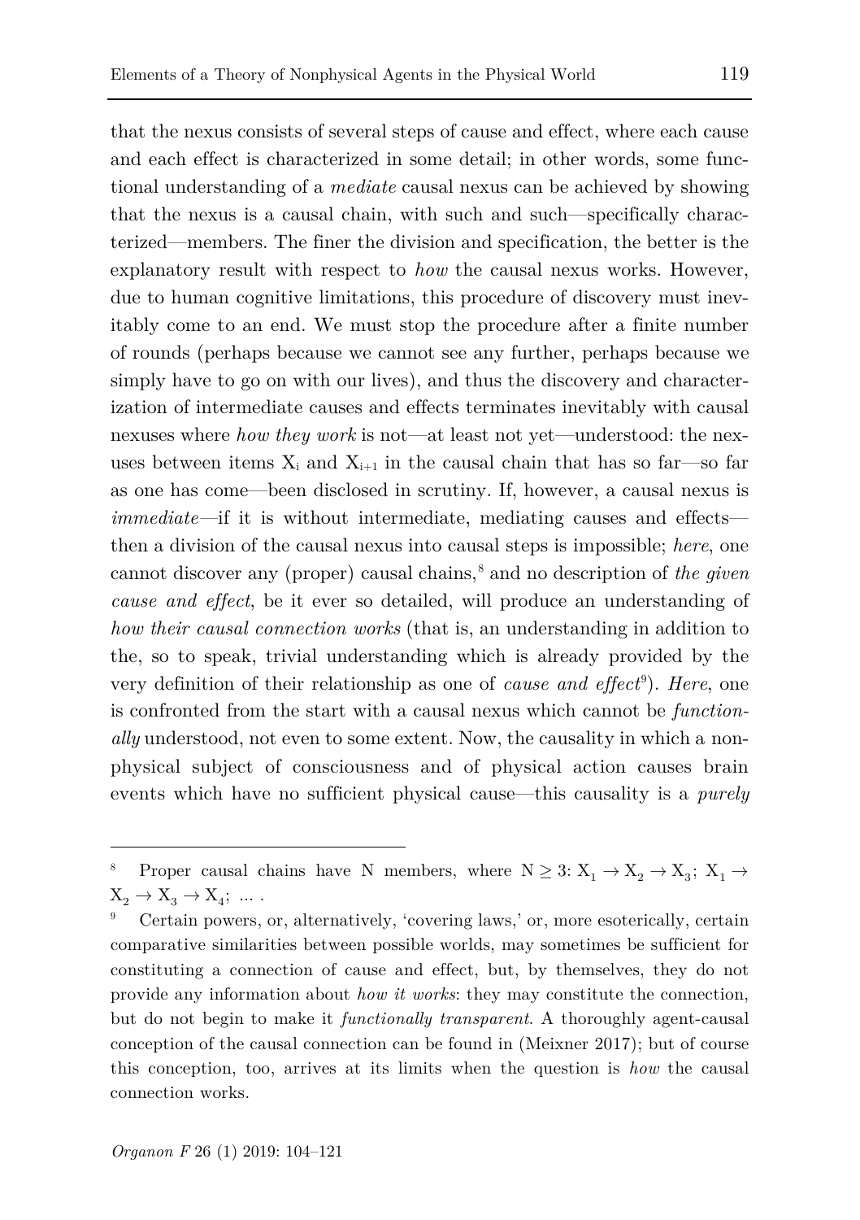that the nexus consists of several steps of cause and effect, where each cause and each effect is characterized in some detail; in other words, some functional understanding of a *mediate* causal nexus can be achieved by showing that the nexus is a causal chain, with such and such—specifically characterized—members. The finer the division and specification, the better is the explanatory result with respect to *how* the causal nexus works. However, due to human cognitive limitations, this procedure of discovery must inevitably come to an end. We must stop the procedure after a finite number of rounds (perhaps because we cannot see any further, perhaps because we simply have to go on with our lives), and thus the discovery and characterization of intermediate causes and effects terminates inevitably with causal nexuses where *how they work* is not—at least not yet—understood: the nexuses between items $X_i$ and $X_{i+1}$ in the causal chain that has so far—so far as one has come—been disclosed in scrutiny. If, however, a causal nexus is *immediate*—if it is without intermediate, mediating causes and effects—then a division of the causal nexus into causal steps is impossible; *here*, one cannot discover any (proper) causal chains,[8] and no description of *the given cause and effect*, be it ever so detailed, will produce an understanding of *how their causal connection works* (that is, an understanding in addition to the, so to speak, trivial understanding which is already provided by the very definition of their relationship as one of *cause and effect*[9]). *Here*, one is confronted from the start with a causal nexus which cannot be *functionally* understood, not even to some extent. Now, the causality in which a nonphysical subject of consciousness and of physical action causes brain events which have no sufficient physical cause—this causality is a *purely*

---

[8] Proper causal chains have N members, where $N \geq 3$: $X_1 \rightarrow X_2 \rightarrow X_3$; $X_1 \rightarrow X_2 \rightarrow X_3 \rightarrow X_4$; ... .

[9] Certain powers, or, alternatively, 'covering laws,' or, more esoterically, certain comparative similarities between possible worlds, may sometimes be sufficient for constituting a connection of cause and effect, but, by themselves, they do not provide any information about *how it works*: they may constitute the connection, but do not begin to make it *functionally transparent*. A thoroughly agent-causal conception of the causal connection can be found in (Meixner 2017); but of course this conception, too, arrives at its limits when the question is *how* the causal connection works.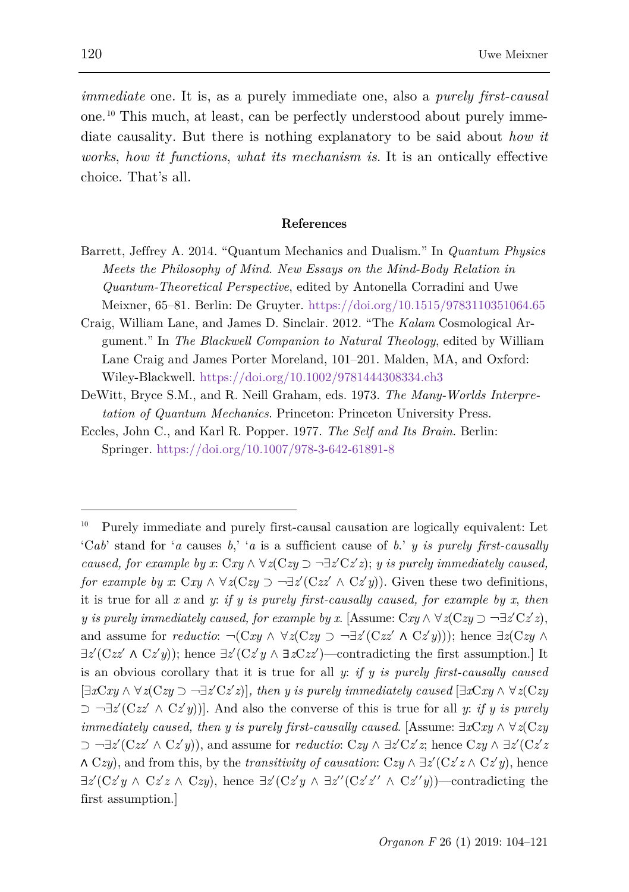*immediate* one. It is, as a purely immediate one, also a *purely first-causal* one.[10] This much, at least, can be perfectly understood about purely immediate causality. But there is nothing explanatory to be said about *how it works*, *how it functions*, *what its mechanism is*. It is an ontically effective choice. That's all.

## References

Barrett, Jeffrey A. 2014. "Quantum Mechanics and Dualism." In *Quantum Physics Meets the Philosophy of Mind. New Essays on the Mind-Body Relation in Quantum-Theoretical Perspective*, edited by Antonella Corradini and Uwe Meixner, 65–81. Berlin: De Gruyter. https://doi.org/10.1515/9783110351064.65

Craig, William Lane, and James D. Sinclair. 2012. "The *Kalam* Cosmological Argument." In *The Blackwell Companion to Natural Theology*, edited by William Lane Craig and James Porter Moreland, 101–201. Malden, MA, and Oxford: Wiley-Blackwell. https://doi.org/10.1002/9781444308334.ch3

DeWitt, Bryce S.M., and R. Neill Graham, eds. 1973. *The Many-Worlds Interpretation of Quantum Mechanics*. Princeton: Princeton University Press.

Eccles, John C., and Karl R. Popper. 1977. *The Self and Its Brain*. Berlin: Springer. https://doi.org/10.1007/978-3-642-61891-8

---

[10] Purely immediate and purely first-causal causation are logically equivalent: Let '$Cab$' stand for '$a$ causes $b$,' '$a$ is a sufficient cause of $b$.' *$y$ is purely first-causally caused, for example by $x$*: $Cxy \wedge \forall z(Czy \supset \neg\exists z' Cz'z)$; *$y$ is purely immediately caused, for example by $x$*: $Cxy \wedge \forall z(Czy \supset \neg\exists z'(Czz' \wedge Cz'y))$. Given these two definitions, it is true for all $x$ and $y$: *if $y$ is purely first-causally caused, for example by $x$, then $y$ is purely immediately caused, for example by $x$.* [Assume: $Cxy \wedge \forall z(Czy \supset \neg\exists z' Cz'z)$, and assume for *reductio*: $\neg(Cxy \wedge \forall z(Czy \supset \neg\exists z'(Czz' \wedge Cz'y)))$; hence $\exists z(Czy \wedge \exists z'(Czz' \wedge Cz'y))$; hence $\exists z'(Cz'y \wedge \exists zCzz')$—contradicting the first assumption.] It is an obvious corollary that it is true for all $y$: *if $y$ is purely first-causally caused* [$\exists xCxy \wedge \forall z(Czy \supset \neg\exists z' Cz'z)$], *then $y$ is purely immediately caused* [$\exists xCxy \wedge \forall z(Czy \supset \neg\exists z'(Czz' \wedge Cz'y))$]. And also the converse of this is true for all $y$: *if $y$ is purely immediately caused, then $y$ is purely first-causally caused.* [Assume: $\exists xCxy \wedge \forall z(Czy \supset \neg\exists z'(Czz' \wedge Cz'y))$, and assume for *reductio*: $Czy \wedge \exists z' Cz'z$; hence $Czy \wedge \exists z'(Cz'z \wedge Czy)$, and from this, by the *transitivity of causation*: $Czy \wedge \exists z'(Cz'z \wedge Cz'y)$, hence $\exists z'(Cz'y \wedge Cz'z \wedge Czy)$, hence $\exists z'(Cz'y \wedge \exists z''(Cz'z'' \wedge Cz''y))$—contradicting the first assumption.]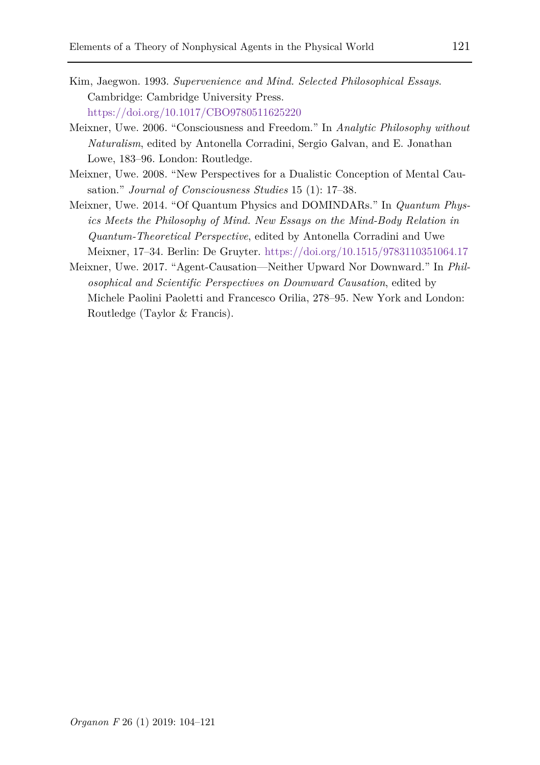Kim, Jaegwon. 1993. *Supervenience and Mind. Selected Philosophical Essays*. Cambridge: Cambridge University Press. https://doi.org/10.1017/CBO9780511625220

Meixner, Uwe. 2006. "Consciousness and Freedom." In *Analytic Philosophy without Naturalism*, edited by Antonella Corradini, Sergio Galvan, and E. Jonathan Lowe, 183–96. London: Routledge.

Meixner, Uwe. 2008. "New Perspectives for a Dualistic Conception of Mental Causation." *Journal of Consciousness Studies* 15 (1): 17–38.

Meixner, Uwe. 2014. "Of Quantum Physics and DOMINDARs." In *Quantum Physics Meets the Philosophy of Mind. New Essays on the Mind-Body Relation in Quantum-Theoretical Perspective*, edited by Antonella Corradini and Uwe Meixner, 17–34. Berlin: De Gruyter. https://doi.org/10.1515/9783110351064.17

Meixner, Uwe. 2017. "Agent-Causation—Neither Upward Nor Downward." In *Philosophical and Scientific Perspectives on Downward Causation*, edited by Michele Paolini Paoletti and Francesco Orilia, 278–95. New York and London: Routledge (Taylor & Francis).